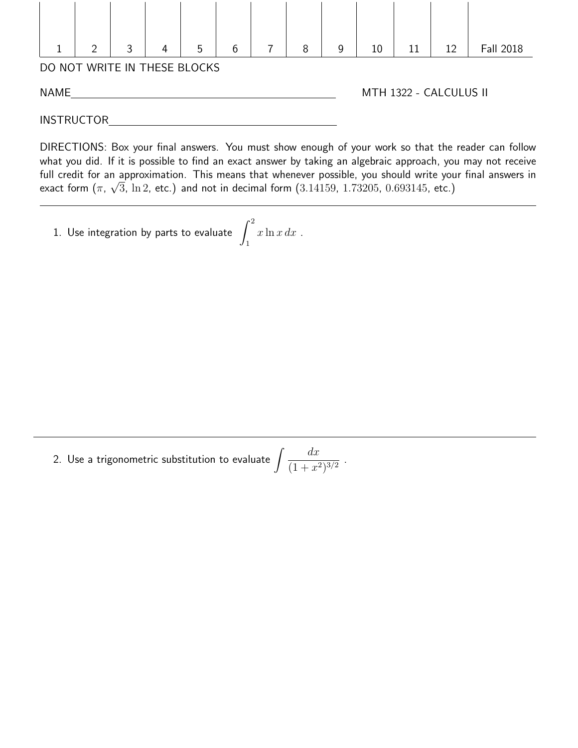| 1 | 2 | 3 | 4 | 5 | 6 | 7 | 8 | 9 | 10 | 11 | 12 | Fall 2018 |
|---|---|---|---|---|---|---|---|---|---|---|---|---|

DO NOT WRITE IN THESE BLOCKS

NAME________________________________________ MTH 1322 - CALCULUS II

INSTRUCTOR____________________________________

DIRECTIONS: Box your final answers. You must show enough of your work so that the reader can follow what you did. If it is possible to find an exact answer by taking an algebraic approach, you may not receive full credit for an approximation. This means that whenever possible, you should write your final answers in exact form ($\pi$, $\sqrt{3}$, $\ln 2$, etc.) and not in decimal form ($3.14159$, $1.73205$, $0.693145$, etc.)

---

1. Use integration by parts to evaluate $\displaystyle\int_1^2 x \ln x \, dx$ .

---

2. Use a trigonometric substitution to evaluate $\displaystyle\int \frac{dx}{(1+x^2)^{3/2}}$ .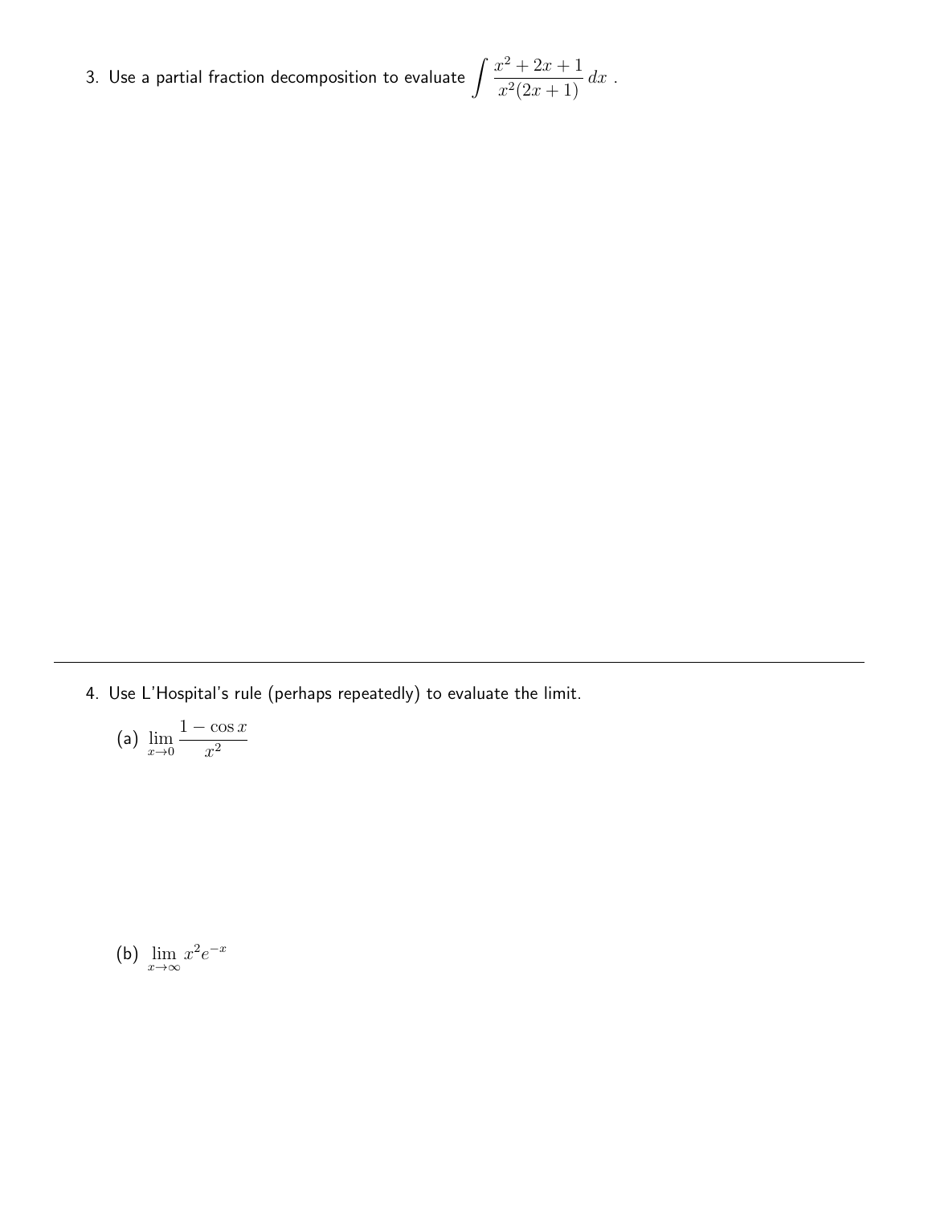3. Use a partial fraction decomposition to evaluate $\displaystyle\int \frac{x^2 + 2x + 1}{x^2(2x + 1)}\, dx$ .

---

4. Use L'Hospital's rule (perhaps repeatedly) to evaluate the limit.

   (a) $\displaystyle\lim_{x \to 0} \frac{1 - \cos x}{x^2}$

   (b) $\displaystyle\lim_{x \to \infty} x^2 e^{-x}$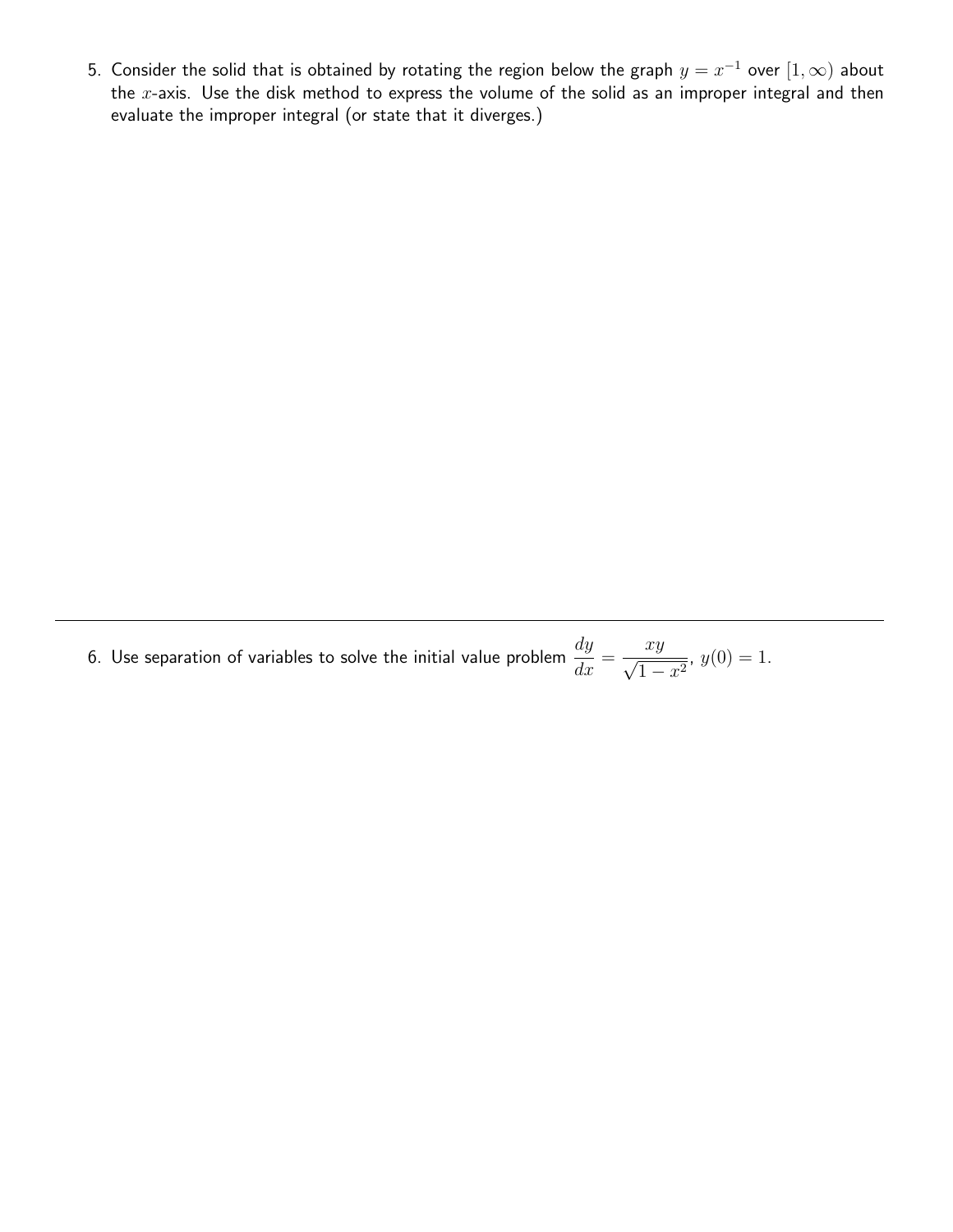5. Consider the solid that is obtained by rotating the region below the graph $y = x^{-1}$ over $[1, \infty)$ about the $x$-axis. Use the disk method to express the volume of the solid as an improper integral and then evaluate the improper integral (or state that it diverges.)

---

6. Use separation of variables to solve the initial value problem $\dfrac{dy}{dx} = \dfrac{xy}{\sqrt{1-x^2}}$, $y(0) = 1$.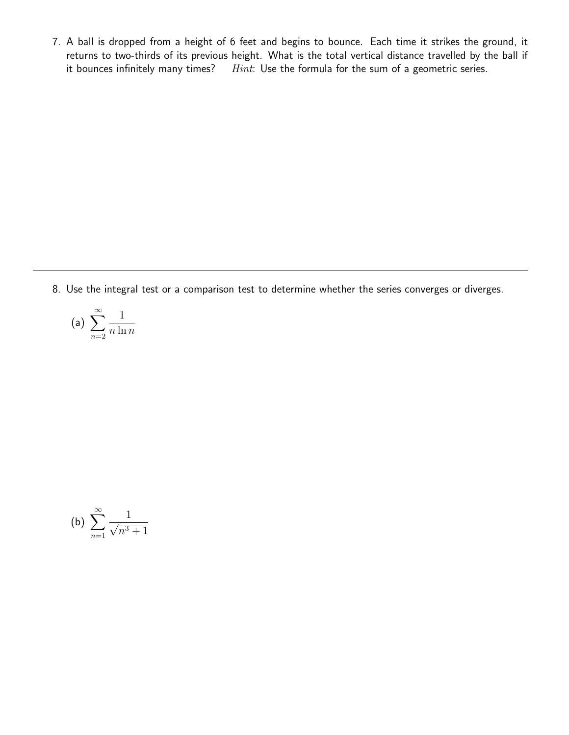7. A ball is dropped from a height of 6 feet and begins to bounce. Each time it strikes the ground, it returns to two-thirds of its previous height. What is the total vertical distance travelled by the ball if it bounces infinitely many times? *Hint*: Use the formula for the sum of a geometric series.

---

8. Use the integral test or a comparison test to determine whether the series converges or diverges.

(a) $\displaystyle\sum_{n=2}^{\infty} \frac{1}{n \ln n}$

(b) $\displaystyle\sum_{n=1}^{\infty} \frac{1}{\sqrt{n^3+1}}$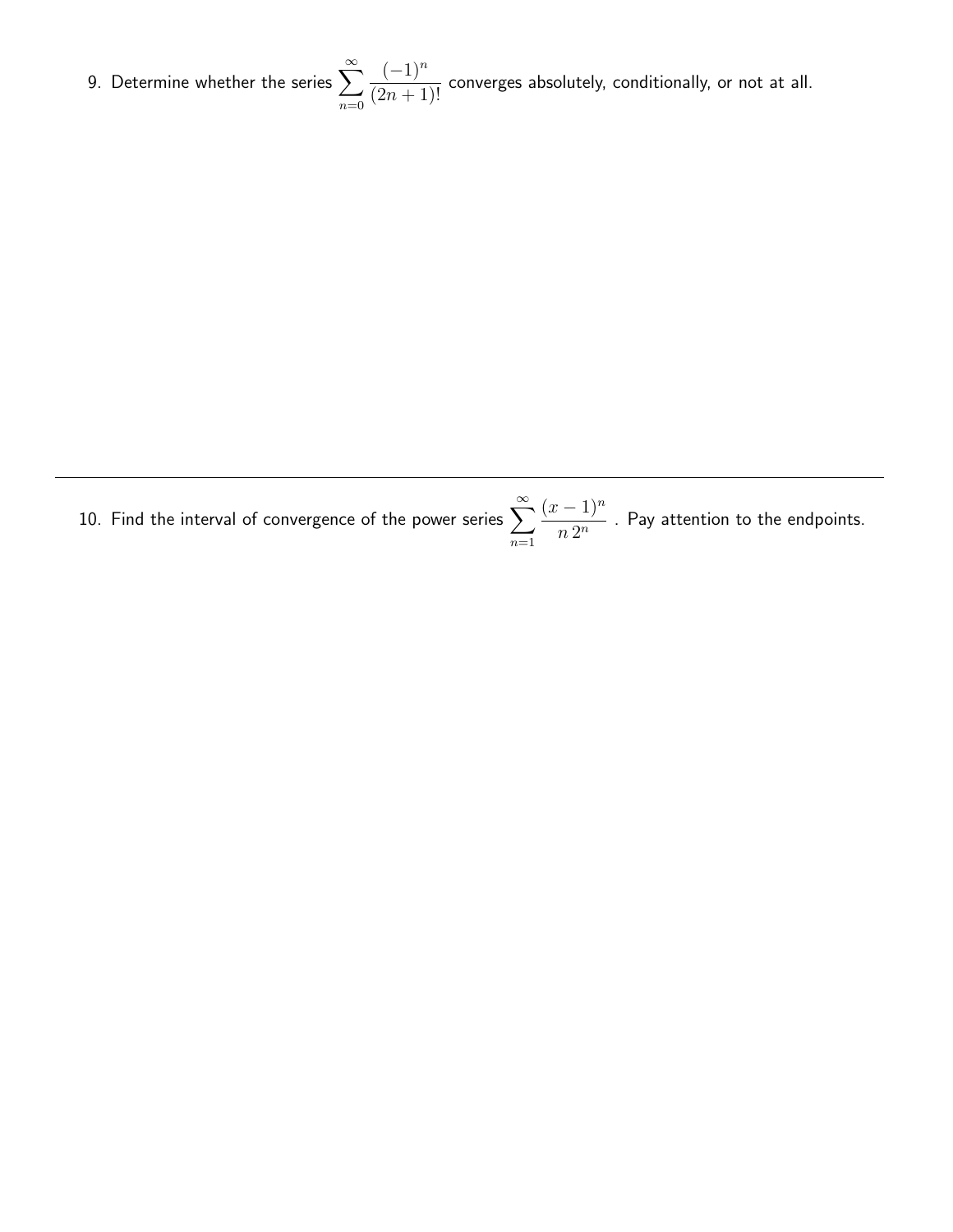9. Determine whether the series $\sum_{n=0}^{\infty} \frac{(-1)^n}{(2n+1)!}$ converges absolutely, conditionally, or not at all.

---

10. Find the interval of convergence of the power series $\sum_{n=1}^{\infty} \frac{(x-1)^n}{n\,2^n}$ . Pay attention to the endpoints.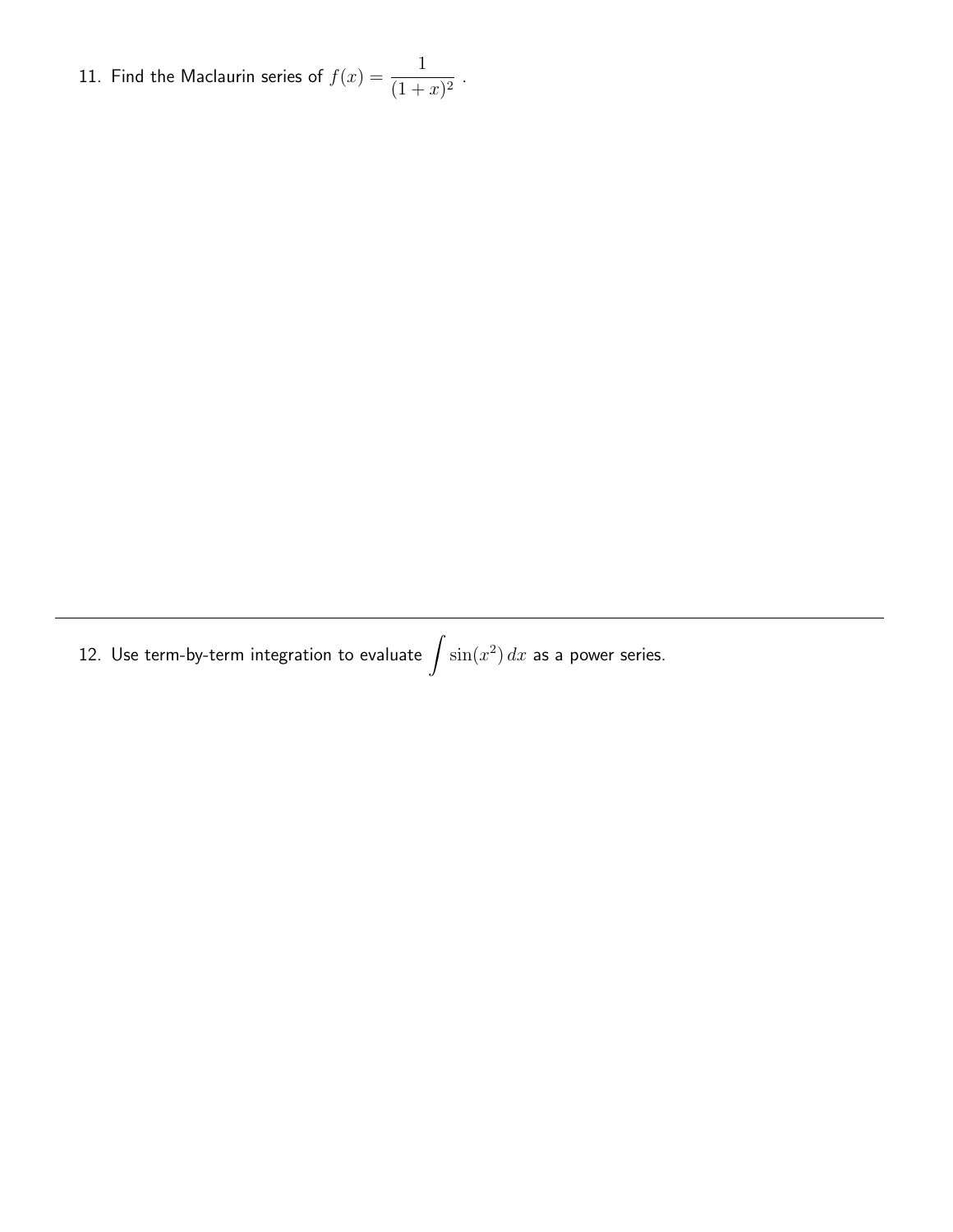11. Find the Maclaurin series of $f(x) = \dfrac{1}{(1+x)^2}$ .

---

12. Use term-by-term integration to evaluate $\displaystyle\int \sin(x^2)\,dx$ as a power series.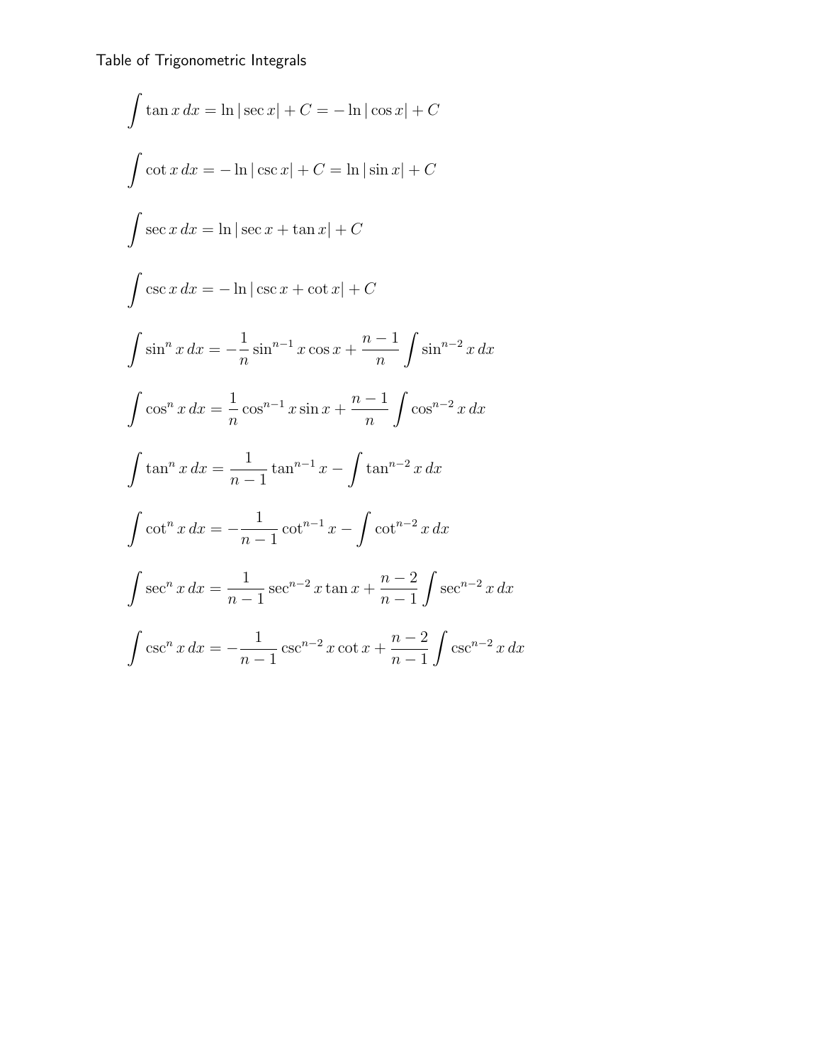Table of Trigonometric Integrals

$$\int \tan x \, dx = \ln|\sec x| + C = -\ln|\cos x| + C$$

$$\int \cot x \, dx = -\ln|\csc x| + C = \ln|\sin x| + C$$

$$\int \sec x \, dx = \ln|\sec x + \tan x| + C$$

$$\int \csc x \, dx = -\ln|\csc x + \cot x| + C$$

$$\int \sin^n x \, dx = -\frac{1}{n}\sin^{n-1} x \cos x + \frac{n-1}{n}\int \sin^{n-2} x \, dx$$

$$\int \cos^n x \, dx = \frac{1}{n}\cos^{n-1} x \sin x + \frac{n-1}{n}\int \cos^{n-2} x \, dx$$

$$\int \tan^n x \, dx = \frac{1}{n-1}\tan^{n-1} x - \int \tan^{n-2} x \, dx$$

$$\int \cot^n x \, dx = -\frac{1}{n-1}\cot^{n-1} x - \int \cot^{n-2} x \, dx$$

$$\int \sec^n x \, dx = \frac{1}{n-1}\sec^{n-2} x \tan x + \frac{n-2}{n-1}\int \sec^{n-2} x \, dx$$

$$\int \csc^n x \, dx = -\frac{1}{n-1}\csc^{n-2} x \cot x + \frac{n-2}{n-1}\int \csc^{n-2} x \, dx$$